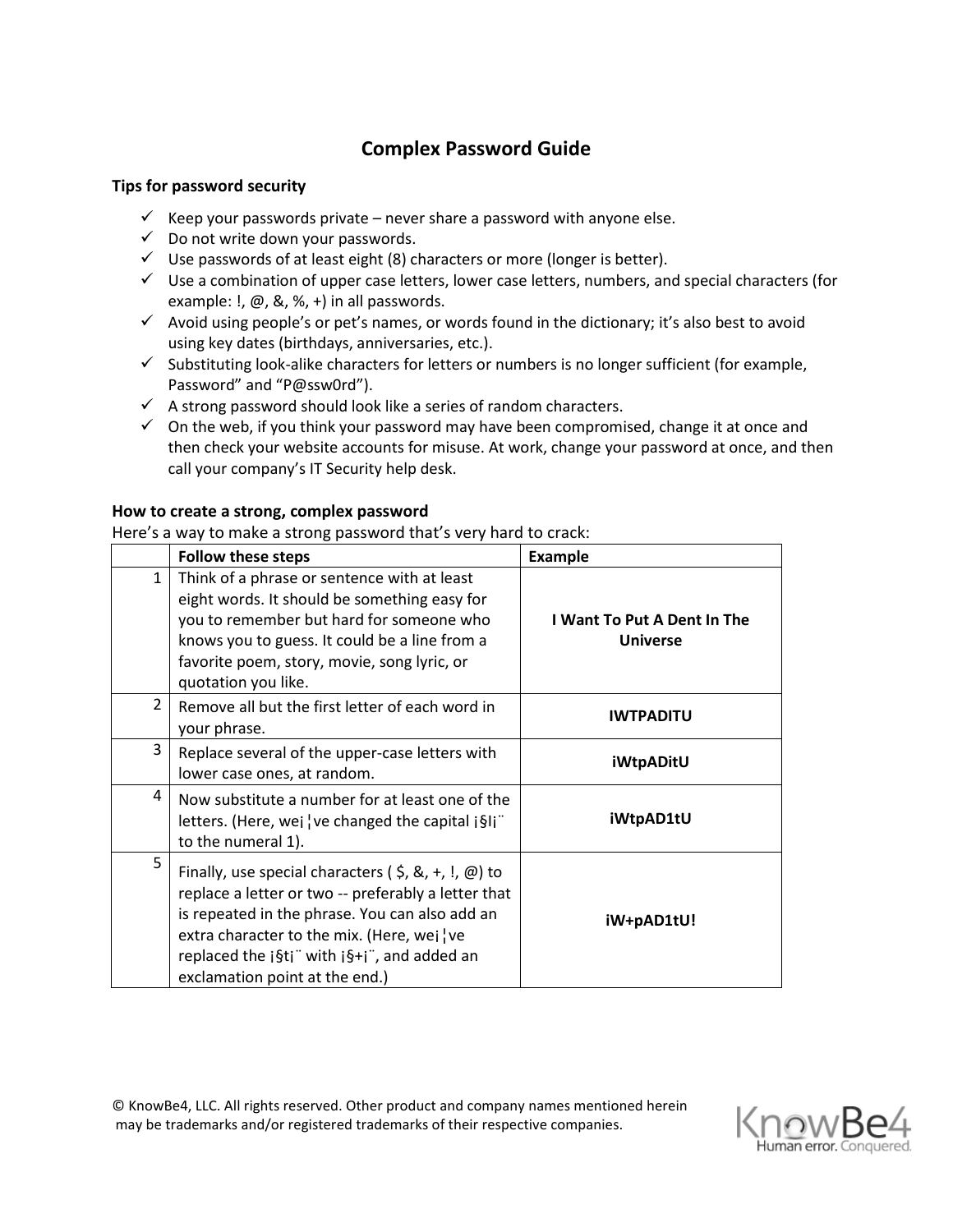# Complex Password Guide

**Tips for password security**

- ✓ Keep your passwords private – never share a password with anyone else.
- ✓ Do not write down your passwords.
- ✓ Use passwords of at least eight (8) characters or more (longer is better).
- ✓ Use a combination of upper case letters, lower case letters, numbers, and special characters (for example: !, @, &, %, +) in all passwords.
- ✓ Avoid using people's or pet's names, or words found in the dictionary; it's also best to avoid using key dates (birthdays, anniversaries, etc.).
- ✓ Substituting look-alike characters for letters or numbers is no longer sufficient (for example, Password" and "P@ssw0rd").
- ✓ A strong password should look like a series of random characters.
- ✓ On the web, if you think your password may have been compromised, change it at once and then check your website accounts for misuse. At work, change your password at once, and then call your company's IT Security help desk.

**How to create a strong, complex password**

Here's a way to make a strong password that's very hard to crack:

| | Follow these steps | Example |
|---|---|---|
| 1 | Think of a phrase or sentence with at least eight words. It should be something easy for you to remember but hard for someone who knows you to guess. It could be a line from a favorite poem, story, movie, song lyric, or quotation you like. | **I Want To Put A Dent In The Universe** |
| 2 | Remove all but the first letter of each word in your phrase. | **IWTPADITU** |
| 3 | Replace several of the upper-case letters with lower case ones, at random. | **iWtpADitU** |
| 4 | Now substitute a number for at least one of the letters. (Here, we¡¦ve changed the capital ¡§I¡¨ to the numeral 1). | **iWtpAD1tU** |
| 5 | Finally, use special characters ( $, &, +, !, @) to replace a letter or two -- preferably a letter that is repeated in the phrase. You can also add an extra character to the mix. (Here, we¡¦ve replaced the ¡§t¡¨ with ¡§+¡¨, and added an exclamation point at the end.) | **iW+pAD1tU!** |

© KnowBe4, LLC. All rights reserved. Other product and company names mentioned herein may be trademarks and/or registered trademarks of their respective companies.

KnowBe4 Human error. Conquered.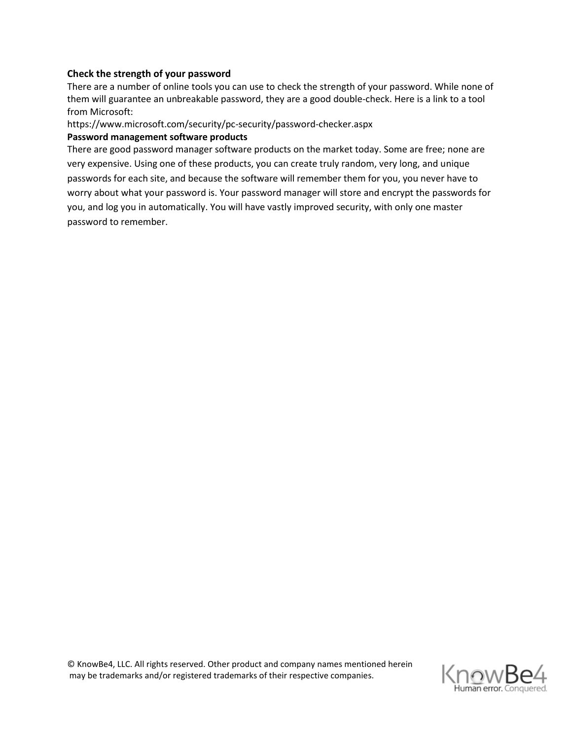**Check the strength of your password**

There are a number of online tools you can use to check the strength of your password. While none of them will guarantee an unbreakable password, they are a good double-check. Here is a link to a tool from Microsoft:

https://www.microsoft.com/security/pc-security/password-checker.aspx

**Password management software products**

There are good password manager software products on the market today. Some are free; none are very expensive. Using one of these products, you can create truly random, very long, and unique passwords for each site, and because the software will remember them for you, you never have to worry about what your password is. Your password manager will store and encrypt the passwords for you, and log you in automatically. You will have vastly improved security, with only one master password to remember.

© KnowBe4, LLC. All rights reserved. Other product and company names mentioned herein may be trademarks and/or registered trademarks of their respective companies.